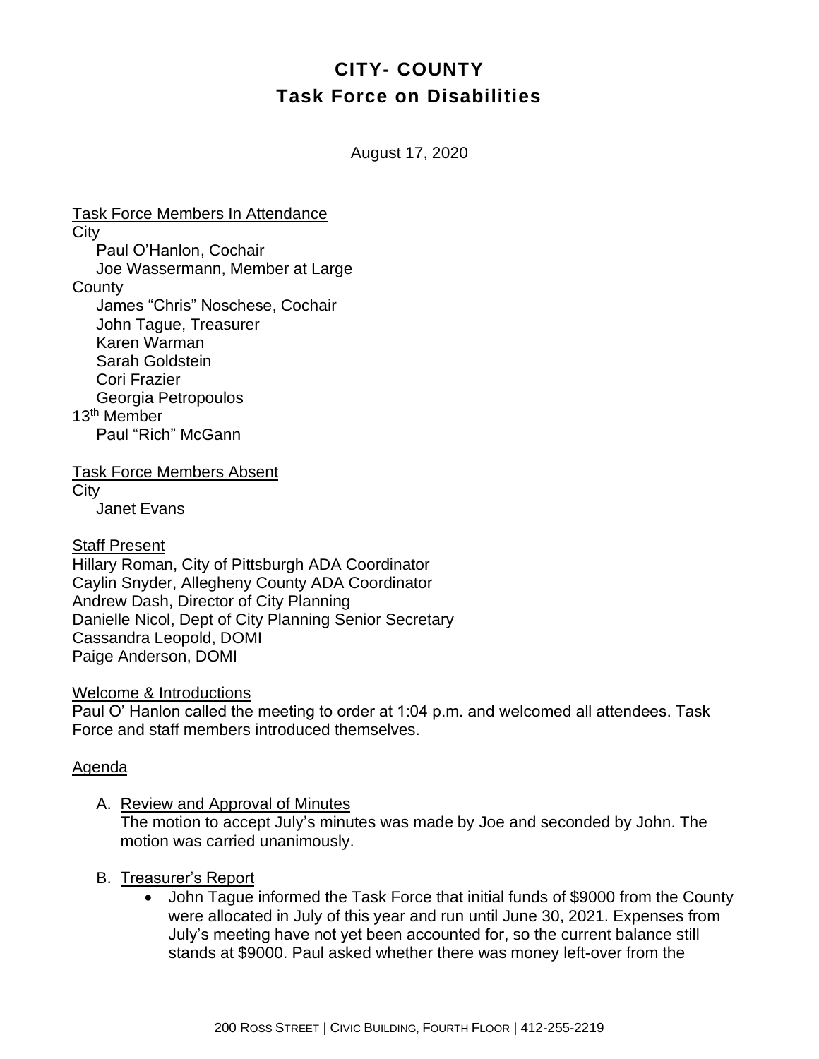# CITY- COUNTY
# Task Force on Disabilities

August 17, 2020

Task Force Members In Attendance

City
- Paul O'Hanlon, Cochair
- Joe Wassermann, Member at Large

County
- James "Chris" Noschese, Cochair
- John Tague, Treasurer
- Karen Warman
- Sarah Goldstein
- Cori Frazier
- Georgia Petropoulos

13th Member
- Paul "Rich" McGann

Task Force Members Absent

City
- Janet Evans

Staff Present

Hillary Roman, City of Pittsburgh ADA Coordinator
Caylin Snyder, Allegheny County ADA Coordinator
Andrew Dash, Director of City Planning
Danielle Nicol, Dept of City Planning Senior Secretary
Cassandra Leopold, DOMI
Paige Anderson, DOMI

Welcome & Introductions

Paul O' Hanlon called the meeting to order at 1:04 p.m. and welcomed all attendees. Task Force and staff members introduced themselves.

Agenda

A. Review and Approval of Minutes
   The motion to accept July's minutes was made by Joe and seconded by John. The motion was carried unanimously.

B. Treasurer's Report
   - John Tague informed the Task Force that initial funds of $9000 from the County were allocated in July of this year and run until June 30, 2021. Expenses from July's meeting have not yet been accounted for, so the current balance still stands at $9000. Paul asked whether there was money left-over from the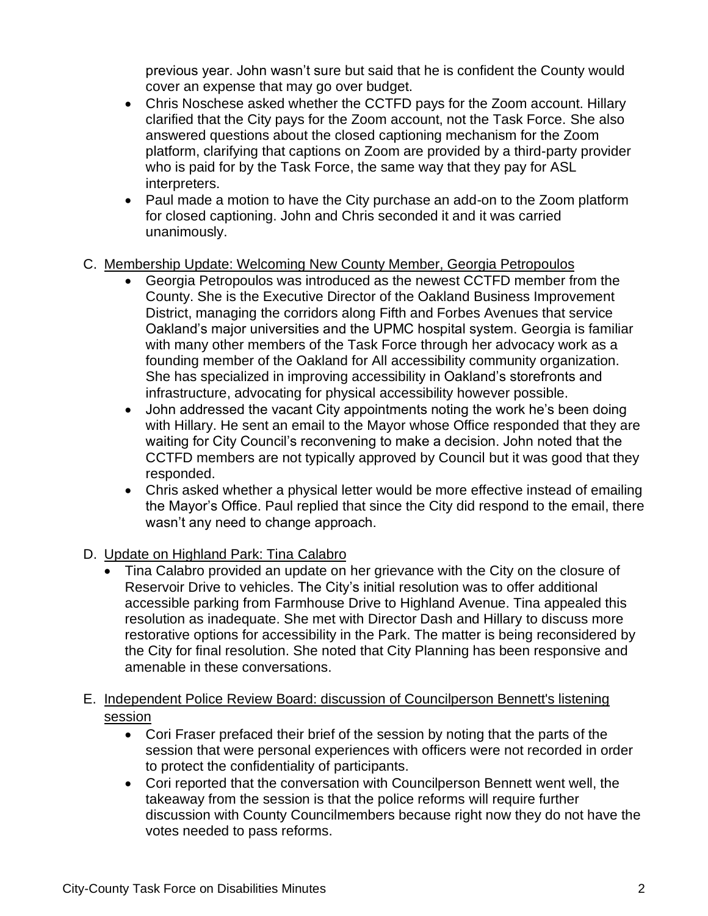previous year. John wasn't sure but said that he is confident the County would cover an expense that may go over budget.

- Chris Noschese asked whether the CCTFD pays for the Zoom account. Hillary clarified that the City pays for the Zoom account, not the Task Force. She also answered questions about the closed captioning mechanism for the Zoom platform, clarifying that captions on Zoom are provided by a third-party provider who is paid for by the Task Force, the same way that they pay for ASL interpreters.
- Paul made a motion to have the City purchase an add-on to the Zoom platform for closed captioning. John and Chris seconded it and it was carried unanimously.

C. Membership Update: Welcoming New County Member, Georgia Petropoulos

- Georgia Petropoulos was introduced as the newest CCTFD member from the County. She is the Executive Director of the Oakland Business Improvement District, managing the corridors along Fifth and Forbes Avenues that service Oakland's major universities and the UPMC hospital system. Georgia is familiar with many other members of the Task Force through her advocacy work as a founding member of the Oakland for All accessibility community organization. She has specialized in improving accessibility in Oakland's storefronts and infrastructure, advocating for physical accessibility however possible.
- John addressed the vacant City appointments noting the work he's been doing with Hillary. He sent an email to the Mayor whose Office responded that they are waiting for City Council's reconvening to make a decision. John noted that the CCTFD members are not typically approved by Council but it was good that they responded.
- Chris asked whether a physical letter would be more effective instead of emailing the Mayor's Office. Paul replied that since the City did respond to the email, there wasn't any need to change approach.

D. Update on Highland Park: Tina Calabro

- Tina Calabro provided an update on her grievance with the City on the closure of Reservoir Drive to vehicles. The City's initial resolution was to offer additional accessible parking from Farmhouse Drive to Highland Avenue. Tina appealed this resolution as inadequate. She met with Director Dash and Hillary to discuss more restorative options for accessibility in the Park. The matter is being reconsidered by the City for final resolution. She noted that City Planning has been responsive and amenable in these conversations.

E. Independent Police Review Board: discussion of Councilperson Bennett's listening session

- Cori Fraser prefaced their brief of the session by noting that the parts of the session that were personal experiences with officers were not recorded in order to protect the confidentiality of participants.
- Cori reported that the conversation with Councilperson Bennett went well, the takeaway from the session is that the police reforms will require further discussion with County Councilmembers because right now they do not have the votes needed to pass reforms.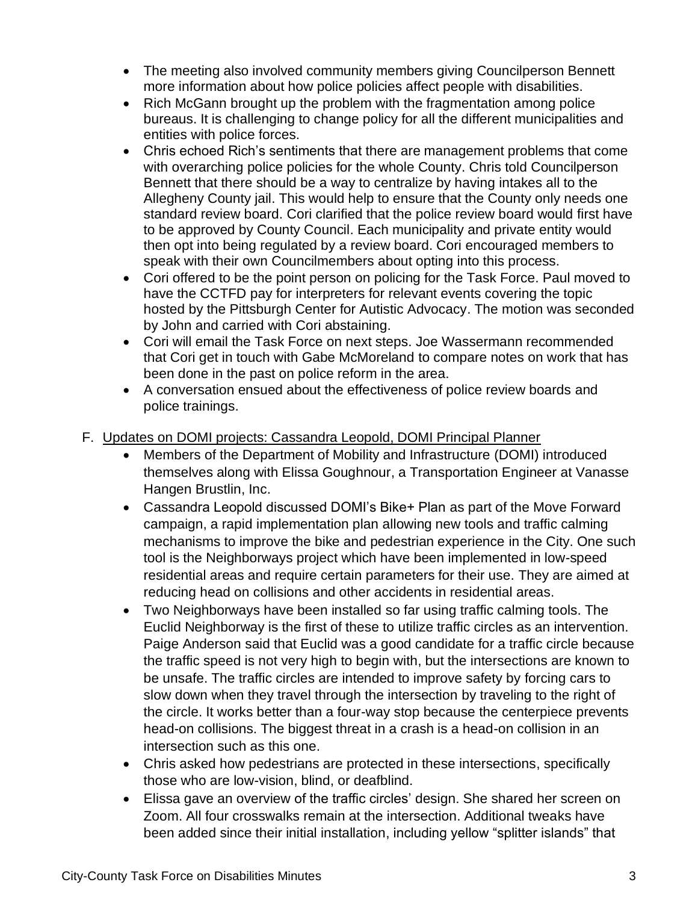- The meeting also involved community members giving Councilperson Bennett more information about how police policies affect people with disabilities.
- Rich McGann brought up the problem with the fragmentation among police bureaus. It is challenging to change policy for all the different municipalities and entities with police forces.
- Chris echoed Rich's sentiments that there are management problems that come with overarching police policies for the whole County. Chris told Councilperson Bennett that there should be a way to centralize by having intakes all to the Allegheny County jail. This would help to ensure that the County only needs one standard review board. Cori clarified that the police review board would first have to be approved by County Council. Each municipality and private entity would then opt into being regulated by a review board. Cori encouraged members to speak with their own Councilmembers about opting into this process.
- Cori offered to be the point person on policing for the Task Force. Paul moved to have the CCTFD pay for interpreters for relevant events covering the topic hosted by the Pittsburgh Center for Autistic Advocacy. The motion was seconded by John and carried with Cori abstaining.
- Cori will email the Task Force on next steps. Joe Wassermann recommended that Cori get in touch with Gabe McMoreland to compare notes on work that has been done in the past on police reform in the area.
- A conversation ensued about the effectiveness of police review boards and police trainings.

F. Updates on DOMI projects: Cassandra Leopold, DOMI Principal Planner

- Members of the Department of Mobility and Infrastructure (DOMI) introduced themselves along with Elissa Goughnour, a Transportation Engineer at Vanasse Hangen Brustlin, Inc.
- Cassandra Leopold discussed DOMI's Bike+ Plan as part of the Move Forward campaign, a rapid implementation plan allowing new tools and traffic calming mechanisms to improve the bike and pedestrian experience in the City. One such tool is the Neighborways project which have been implemented in low-speed residential areas and require certain parameters for their use. They are aimed at reducing head on collisions and other accidents in residential areas.
- Two Neighborways have been installed so far using traffic calming tools. The Euclid Neighborway is the first of these to utilize traffic circles as an intervention. Paige Anderson said that Euclid was a good candidate for a traffic circle because the traffic speed is not very high to begin with, but the intersections are known to be unsafe. The traffic circles are intended to improve safety by forcing cars to slow down when they travel through the intersection by traveling to the right of the circle. It works better than a four-way stop because the centerpiece prevents head-on collisions. The biggest threat in a crash is a head-on collision in an intersection such as this one.
- Chris asked how pedestrians are protected in these intersections, specifically those who are low-vision, blind, or deafblind.
- Elissa gave an overview of the traffic circles' design. She shared her screen on Zoom. All four crosswalks remain at the intersection. Additional tweaks have been added since their initial installation, including yellow "splitter islands" that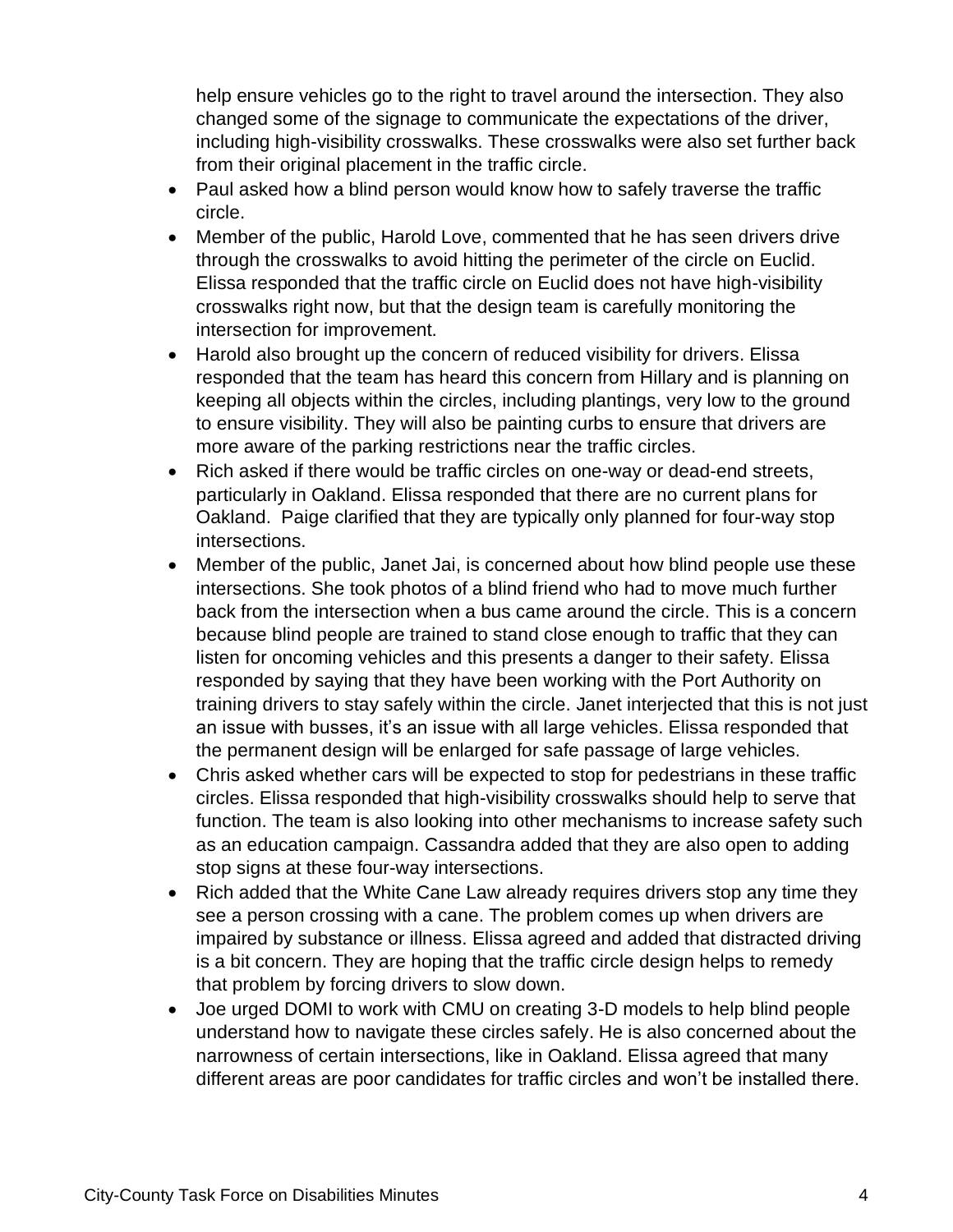help ensure vehicles go to the right to travel around the intersection. They also changed some of the signage to communicate the expectations of the driver, including high-visibility crosswalks. These crosswalks were also set further back from their original placement in the traffic circle.

- Paul asked how a blind person would know how to safely traverse the traffic circle.
- Member of the public, Harold Love, commented that he has seen drivers drive through the crosswalks to avoid hitting the perimeter of the circle on Euclid. Elissa responded that the traffic circle on Euclid does not have high-visibility crosswalks right now, but that the design team is carefully monitoring the intersection for improvement.
- Harold also brought up the concern of reduced visibility for drivers. Elissa responded that the team has heard this concern from Hillary and is planning on keeping all objects within the circles, including plantings, very low to the ground to ensure visibility. They will also be painting curbs to ensure that drivers are more aware of the parking restrictions near the traffic circles.
- Rich asked if there would be traffic circles on one-way or dead-end streets, particularly in Oakland. Elissa responded that there are no current plans for Oakland. Paige clarified that they are typically only planned for four-way stop intersections.
- Member of the public, Janet Jai, is concerned about how blind people use these intersections. She took photos of a blind friend who had to move much further back from the intersection when a bus came around the circle. This is a concern because blind people are trained to stand close enough to traffic that they can listen for oncoming vehicles and this presents a danger to their safety. Elissa responded by saying that they have been working with the Port Authority on training drivers to stay safely within the circle. Janet interjected that this is not just an issue with busses, it's an issue with all large vehicles. Elissa responded that the permanent design will be enlarged for safe passage of large vehicles.
- Chris asked whether cars will be expected to stop for pedestrians in these traffic circles. Elissa responded that high-visibility crosswalks should help to serve that function. The team is also looking into other mechanisms to increase safety such as an education campaign. Cassandra added that they are also open to adding stop signs at these four-way intersections.
- Rich added that the White Cane Law already requires drivers stop any time they see a person crossing with a cane. The problem comes up when drivers are impaired by substance or illness. Elissa agreed and added that distracted driving is a bit concern. They are hoping that the traffic circle design helps to remedy that problem by forcing drivers to slow down.
- Joe urged DOMI to work with CMU on creating 3-D models to help blind people understand how to navigate these circles safely. He is also concerned about the narrowness of certain intersections, like in Oakland. Elissa agreed that many different areas are poor candidates for traffic circles and won't be installed there.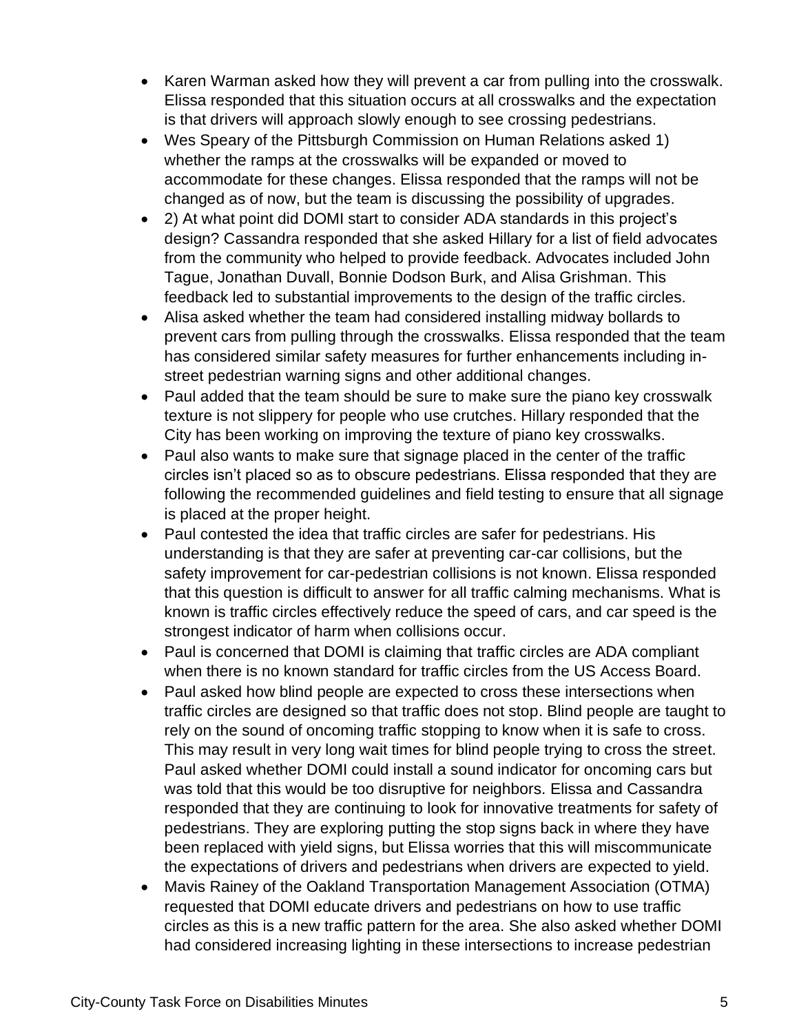- Karen Warman asked how they will prevent a car from pulling into the crosswalk. Elissa responded that this situation occurs at all crosswalks and the expectation is that drivers will approach slowly enough to see crossing pedestrians.
- Wes Speary of the Pittsburgh Commission on Human Relations asked 1) whether the ramps at the crosswalks will be expanded or moved to accommodate for these changes. Elissa responded that the ramps will not be changed as of now, but the team is discussing the possibility of upgrades.
- 2) At what point did DOMI start to consider ADA standards in this project's design? Cassandra responded that she asked Hillary for a list of field advocates from the community who helped to provide feedback. Advocates included John Tague, Jonathan Duvall, Bonnie Dodson Burk, and Alisa Grishman. This feedback led to substantial improvements to the design of the traffic circles.
- Alisa asked whether the team had considered installing midway bollards to prevent cars from pulling through the crosswalks. Elissa responded that the team has considered similar safety measures for further enhancements including in-street pedestrian warning signs and other additional changes.
- Paul added that the team should be sure to make sure the piano key crosswalk texture is not slippery for people who use crutches. Hillary responded that the City has been working on improving the texture of piano key crosswalks.
- Paul also wants to make sure that signage placed in the center of the traffic circles isn't placed so as to obscure pedestrians. Elissa responded that they are following the recommended guidelines and field testing to ensure that all signage is placed at the proper height.
- Paul contested the idea that traffic circles are safer for pedestrians. His understanding is that they are safer at preventing car-car collisions, but the safety improvement for car-pedestrian collisions is not known. Elissa responded that this question is difficult to answer for all traffic calming mechanisms. What is known is traffic circles effectively reduce the speed of cars, and car speed is the strongest indicator of harm when collisions occur.
- Paul is concerned that DOMI is claiming that traffic circles are ADA compliant when there is no known standard for traffic circles from the US Access Board.
- Paul asked how blind people are expected to cross these intersections when traffic circles are designed so that traffic does not stop. Blind people are taught to rely on the sound of oncoming traffic stopping to know when it is safe to cross. This may result in very long wait times for blind people trying to cross the street. Paul asked whether DOMI could install a sound indicator for oncoming cars but was told that this would be too disruptive for neighbors. Elissa and Cassandra responded that they are continuing to look for innovative treatments for safety of pedestrians. They are exploring putting the stop signs back in where they have been replaced with yield signs, but Elissa worries that this will miscommunicate the expectations of drivers and pedestrians when drivers are expected to yield.
- Mavis Rainey of the Oakland Transportation Management Association (OTMA) requested that DOMI educate drivers and pedestrians on how to use traffic circles as this is a new traffic pattern for the area. She also asked whether DOMI had considered increasing lighting in these intersections to increase pedestrian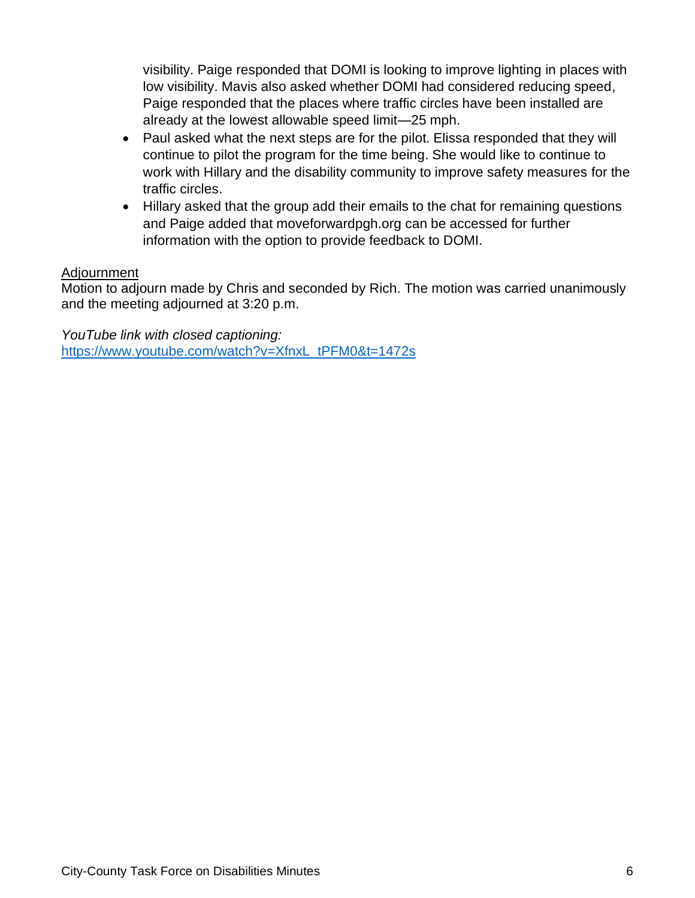visibility. Paige responded that DOMI is looking to improve lighting in places with low visibility. Mavis also asked whether DOMI had considered reducing speed, Paige responded that the places where traffic circles have been installed are already at the lowest allowable speed limit—25 mph.

- Paul asked what the next steps are for the pilot. Elissa responded that they will continue to pilot the program for the time being. She would like to continue to work with Hillary and the disability community to improve safety measures for the traffic circles.
- Hillary asked that the group add their emails to the chat for remaining questions and Paige added that moveforwardpgh.org can be accessed for further information with the option to provide feedback to DOMI.

Adjournment

Motion to adjourn made by Chris and seconded by Rich. The motion was carried unanimously and the meeting adjourned at 3:20 p.m.

*YouTube link with closed captioning:*
https://www.youtube.com/watch?v=XfnxL_tPFM0&t=1472s